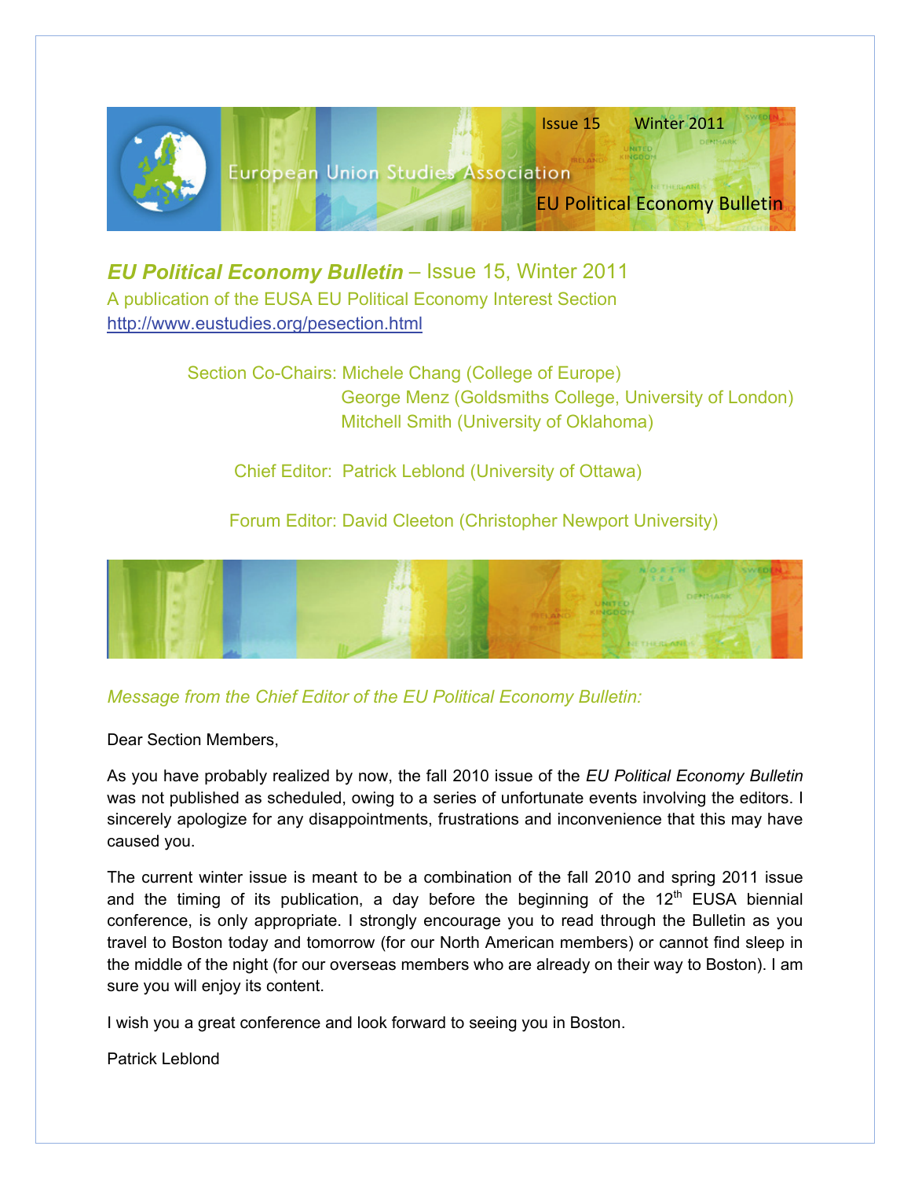Issue 15 Winter 2011

European Union Studies Association

EU Political Economy Bulletin

# *EU Political Economy Bulletin* – Issue 15, Winter 2011

A publication of the EUSA EU Political Economy Interest Section
http://www.eustudies.org/pesection.html

Section Co-Chairs: Michele Chang (College of Europe)
George Menz (Goldsmiths College, University of London)
Mitchell Smith (University of Oklahoma)

Chief Editor: Patrick Leblond (University of Ottawa)

Forum Editor: David Cleeton (Christopher Newport University)

## *Message from the Chief Editor of the EU Political Economy Bulletin:*

Dear Section Members,

As you have probably realized by now, the fall 2010 issue of the *EU Political Economy Bulletin* was not published as scheduled, owing to a series of unfortunate events involving the editors. I sincerely apologize for any disappointments, frustrations and inconvenience that this may have caused you.

The current winter issue is meant to be a combination of the fall 2010 and spring 2011 issue and the timing of its publication, a day before the beginning of the 12th EUSA biennial conference, is only appropriate. I strongly encourage you to read through the Bulletin as you travel to Boston today and tomorrow (for our North American members) or cannot find sleep in the middle of the night (for our overseas members who are already on their way to Boston). I am sure you will enjoy its content.

I wish you a great conference and look forward to seeing you in Boston.

Patrick Leblond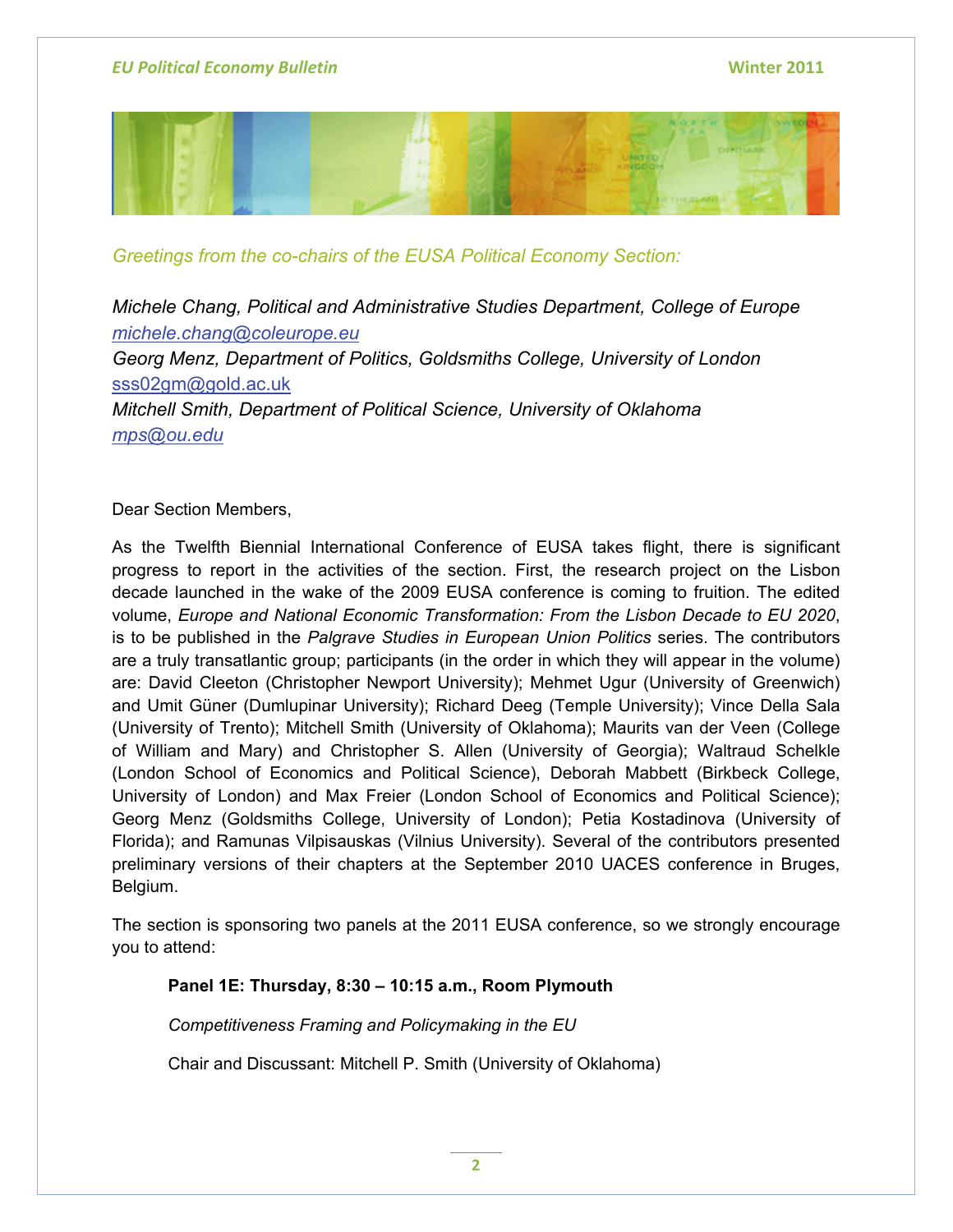*Greetings from the co-chairs of the EUSA Political Economy Section:*

*Michele Chang, Political and Administrative Studies Department, College of Europe*
*michele.chang@coleurope.eu*
*Georg Menz, Department of Politics, Goldsmiths College, University of London*
sss02gm@gold.ac.uk
*Mitchell Smith, Department of Political Science, University of Oklahoma*
*mps@ou.edu*

Dear Section Members,

As the Twelfth Biennial International Conference of EUSA takes flight, there is significant progress to report in the activities of the section. First, the research project on the Lisbon decade launched in the wake of the 2009 EUSA conference is coming to fruition. The edited volume, *Europe and National Economic Transformation: From the Lisbon Decade to EU 2020*, is to be published in the *Palgrave Studies in European Union Politics* series. The contributors are a truly transatlantic group; participants (in the order in which they will appear in the volume) are: David Cleeton (Christopher Newport University); Mehmet Ugur (University of Greenwich) and Umit Güner (Dumlupinar University); Richard Deeg (Temple University); Vince Della Sala (University of Trento); Mitchell Smith (University of Oklahoma); Maurits van der Veen (College of William and Mary) and Christopher S. Allen (University of Georgia); Waltraud Schelkle (London School of Economics and Political Science), Deborah Mabbett (Birkbeck College, University of London) and Max Freier (London School of Economics and Political Science); Georg Menz (Goldsmiths College, University of London); Petia Kostadinova (University of Florida); and Ramunas Vilpisauskas (Vilnius University). Several of the contributors presented preliminary versions of their chapters at the September 2010 UACES conference in Bruges, Belgium.

The section is sponsoring two panels at the 2011 EUSA conference, so we strongly encourage you to attend:

**Panel 1E: Thursday, 8:30 – 10:15 a.m., Room Plymouth**

*Competitiveness Framing and Policymaking in the EU*

Chair and Discussant: Mitchell P. Smith (University of Oklahoma)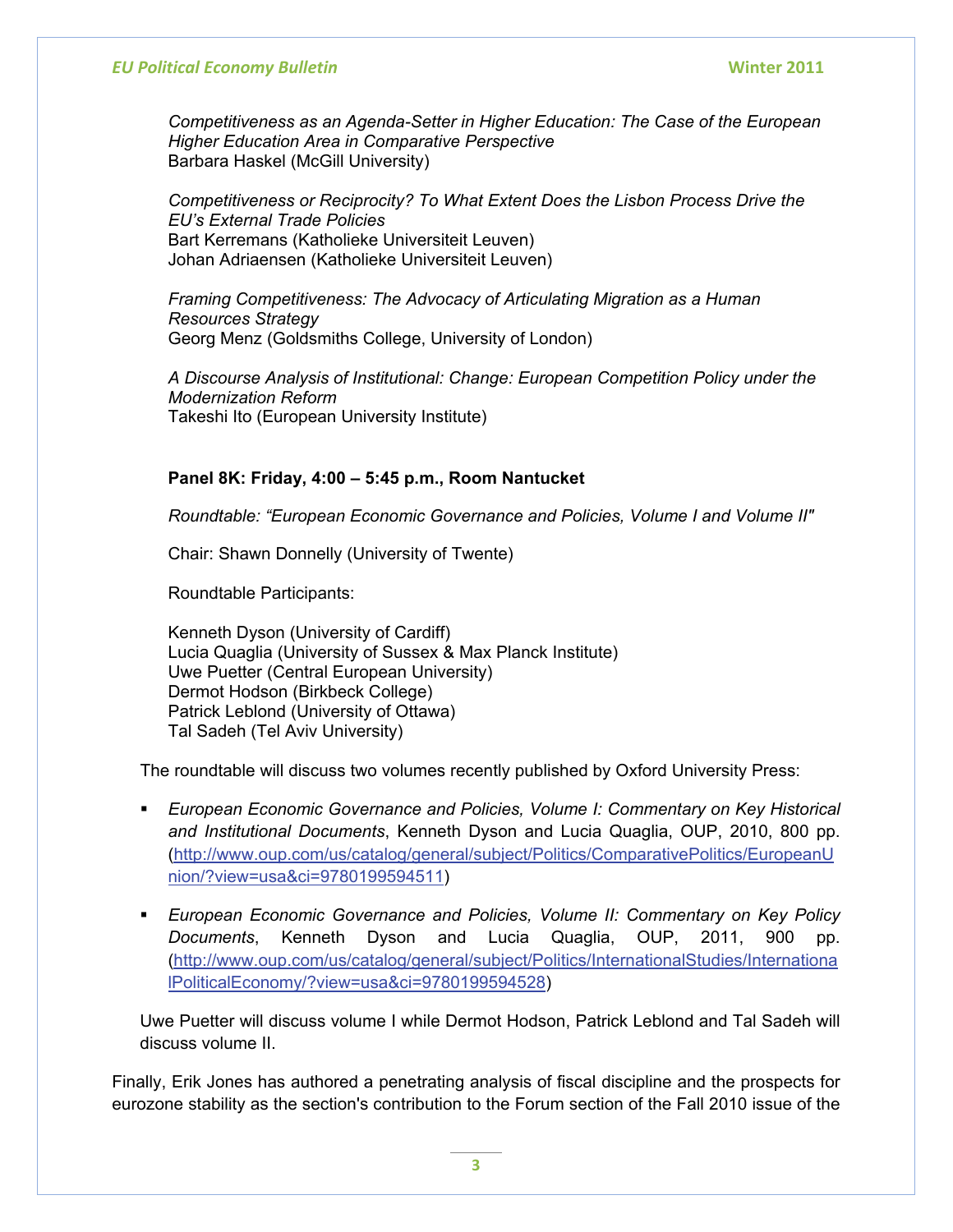*Competitiveness as an Agenda-Setter in Higher Education: The Case of the European Higher Education Area in Comparative Perspective*
Barbara Haskel (McGill University)

*Competitiveness or Reciprocity? To What Extent Does the Lisbon Process Drive the EU's External Trade Policies*
Bart Kerremans (Katholieke Universiteit Leuven)
Johan Adriaensen (Katholieke Universiteit Leuven)

*Framing Competitiveness: The Advocacy of Articulating Migration as a Human Resources Strategy*
Georg Menz (Goldsmiths College, University of London)

*A Discourse Analysis of Institutional: Change: European Competition Policy under the Modernization Reform*
Takeshi Ito (European University Institute)

**Panel 8K: Friday, 4:00 – 5:45 p.m., Room Nantucket**

*Roundtable: "European Economic Governance and Policies, Volume I and Volume II"*

Chair: Shawn Donnelly (University of Twente)

Roundtable Participants:

Kenneth Dyson (University of Cardiff)
Lucia Quaglia (University of Sussex & Max Planck Institute)
Uwe Puetter (Central European University)
Dermot Hodson (Birkbeck College)
Patrick Leblond (University of Ottawa)
Tal Sadeh (Tel Aviv University)

The roundtable will discuss two volumes recently published by Oxford University Press:

- *European Economic Governance and Policies, Volume I: Commentary on Key Historical and Institutional Documents*, Kenneth Dyson and Lucia Quaglia, OUP, 2010, 800 pp. (http://www.oup.com/us/catalog/general/subject/Politics/ComparativePolitics/EuropeanUnion/?view=usa&ci=9780199594511)
- *European Economic Governance and Policies, Volume II: Commentary on Key Policy Documents*, Kenneth Dyson and Lucia Quaglia, OUP, 2011, 900 pp. (http://www.oup.com/us/catalog/general/subject/Politics/InternationalStudies/InternationalPoliticalEconomy/?view=usa&ci=9780199594528)

Uwe Puetter will discuss volume I while Dermot Hodson, Patrick Leblond and Tal Sadeh will discuss volume II.

Finally, Erik Jones has authored a penetrating analysis of fiscal discipline and the prospects for eurozone stability as the section's contribution to the Forum section of the Fall 2010 issue of the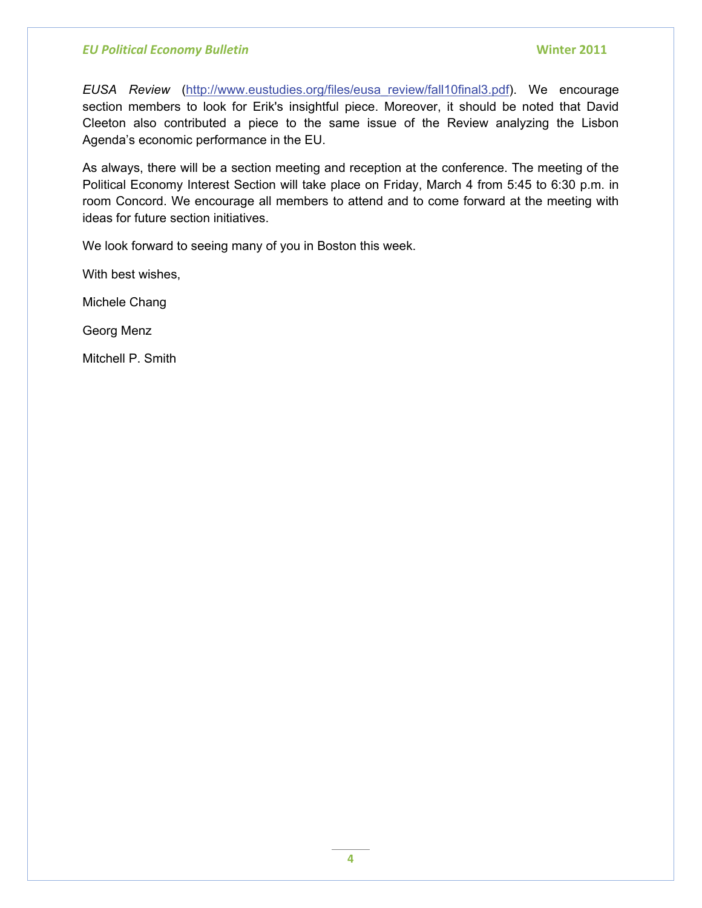*EUSA Review* (http://www.eustudies.org/files/eusa_review/fall10final3.pdf). We encourage section members to look for Erik's insightful piece. Moreover, it should be noted that David Cleeton also contributed a piece to the same issue of the Review analyzing the Lisbon Agenda's economic performance in the EU.

As always, there will be a section meeting and reception at the conference. The meeting of the Political Economy Interest Section will take place on Friday, March 4 from 5:45 to 6:30 p.m. in room Concord. We encourage all members to attend and to come forward at the meeting with ideas for future section initiatives.

We look forward to seeing many of you in Boston this week.

With best wishes,

Michele Chang

Georg Menz

Mitchell P. Smith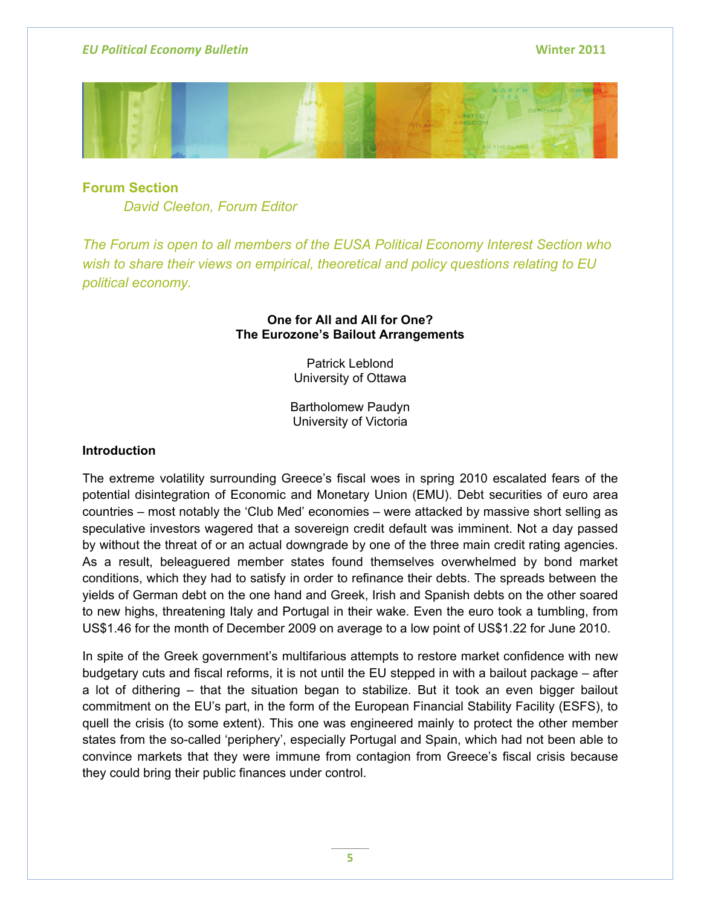## Forum Section

*David Cleeton, Forum Editor*

*The Forum is open to all members of the EUSA Political Economy Interest Section who wish to share their views on empirical, theoretical and policy questions relating to EU political economy.*

### One for All and All for One?
### The Eurozone's Bailout Arrangements

Patrick Leblond
University of Ottawa

Bartholomew Paudyn
University of Victoria

#### Introduction

The extreme volatility surrounding Greece's fiscal woes in spring 2010 escalated fears of the potential disintegration of Economic and Monetary Union (EMU). Debt securities of euro area countries – most notably the 'Club Med' economies – were attacked by massive short selling as speculative investors wagered that a sovereign credit default was imminent. Not a day passed by without the threat of or an actual downgrade by one of the three main credit rating agencies. As a result, beleaguered member states found themselves overwhelmed by bond market conditions, which they had to satisfy in order to refinance their debts. The spreads between the yields of German debt on the one hand and Greek, Irish and Spanish debts on the other soared to new highs, threatening Italy and Portugal in their wake. Even the euro took a tumbling, from US$1.46 for the month of December 2009 on average to a low point of US$1.22 for June 2010.

In spite of the Greek government's multifarious attempts to restore market confidence with new budgetary cuts and fiscal reforms, it is not until the EU stepped in with a bailout package – after a lot of dithering – that the situation began to stabilize. But it took an even bigger bailout commitment on the EU's part, in the form of the European Financial Stability Facility (ESFS), to quell the crisis (to some extent). This one was engineered mainly to protect the other member states from the so-called 'periphery', especially Portugal and Spain, which had not been able to convince markets that they were immune from contagion from Greece's fiscal crisis because they could bring their public finances under control.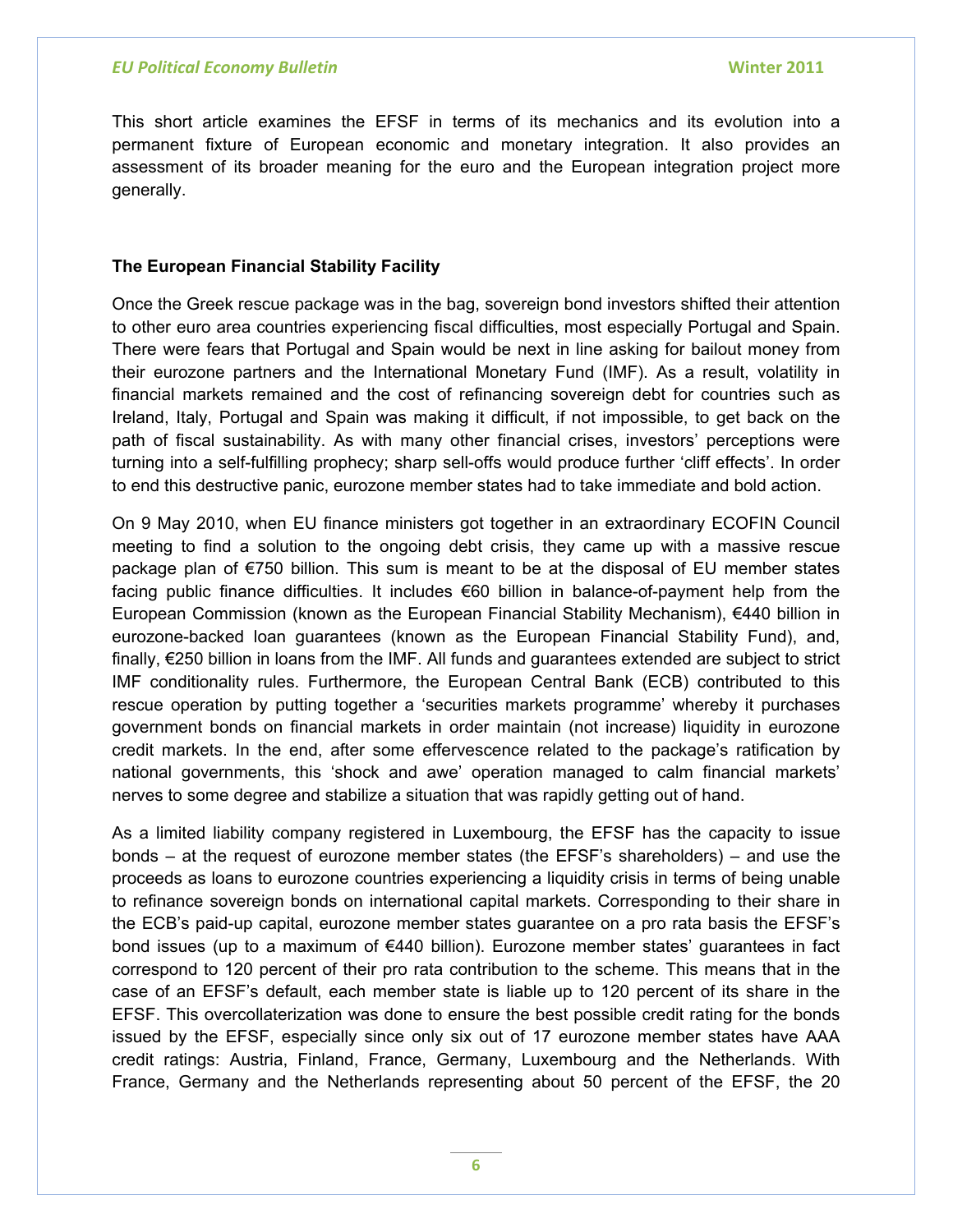This short article examines the EFSF in terms of its mechanics and its evolution into a permanent fixture of European economic and monetary integration. It also provides an assessment of its broader meaning for the euro and the European integration project more generally.

**The European Financial Stability Facility**

Once the Greek rescue package was in the bag, sovereign bond investors shifted their attention to other euro area countries experiencing fiscal difficulties, most especially Portugal and Spain. There were fears that Portugal and Spain would be next in line asking for bailout money from their eurozone partners and the International Monetary Fund (IMF). As a result, volatility in financial markets remained and the cost of refinancing sovereign debt for countries such as Ireland, Italy, Portugal and Spain was making it difficult, if not impossible, to get back on the path of fiscal sustainability. As with many other financial crises, investors' perceptions were turning into a self-fulfilling prophecy; sharp sell-offs would produce further 'cliff effects'. In order to end this destructive panic, eurozone member states had to take immediate and bold action.

On 9 May 2010, when EU finance ministers got together in an extraordinary ECOFIN Council meeting to find a solution to the ongoing debt crisis, they came up with a massive rescue package plan of €750 billion. This sum is meant to be at the disposal of EU member states facing public finance difficulties. It includes €60 billion in balance-of-payment help from the European Commission (known as the European Financial Stability Mechanism), €440 billion in eurozone-backed loan guarantees (known as the European Financial Stability Fund), and, finally, €250 billion in loans from the IMF. All funds and guarantees extended are subject to strict IMF conditionality rules. Furthermore, the European Central Bank (ECB) contributed to this rescue operation by putting together a 'securities markets programme' whereby it purchases government bonds on financial markets in order maintain (not increase) liquidity in eurozone credit markets. In the end, after some effervescence related to the package's ratification by national governments, this 'shock and awe' operation managed to calm financial markets' nerves to some degree and stabilize a situation that was rapidly getting out of hand.

As a limited liability company registered in Luxembourg, the EFSF has the capacity to issue bonds – at the request of eurozone member states (the EFSF's shareholders) – and use the proceeds as loans to eurozone countries experiencing a liquidity crisis in terms of being unable to refinance sovereign bonds on international capital markets. Corresponding to their share in the ECB's paid-up capital, eurozone member states guarantee on a pro rata basis the EFSF's bond issues (up to a maximum of €440 billion). Eurozone member states' guarantees in fact correspond to 120 percent of their pro rata contribution to the scheme. This means that in the case of an EFSF's default, each member state is liable up to 120 percent of its share in the EFSF. This overcollaterization was done to ensure the best possible credit rating for the bonds issued by the EFSF, especially since only six out of 17 eurozone member states have AAA credit ratings: Austria, Finland, France, Germany, Luxembourg and the Netherlands. With France, Germany and the Netherlands representing about 50 percent of the EFSF, the 20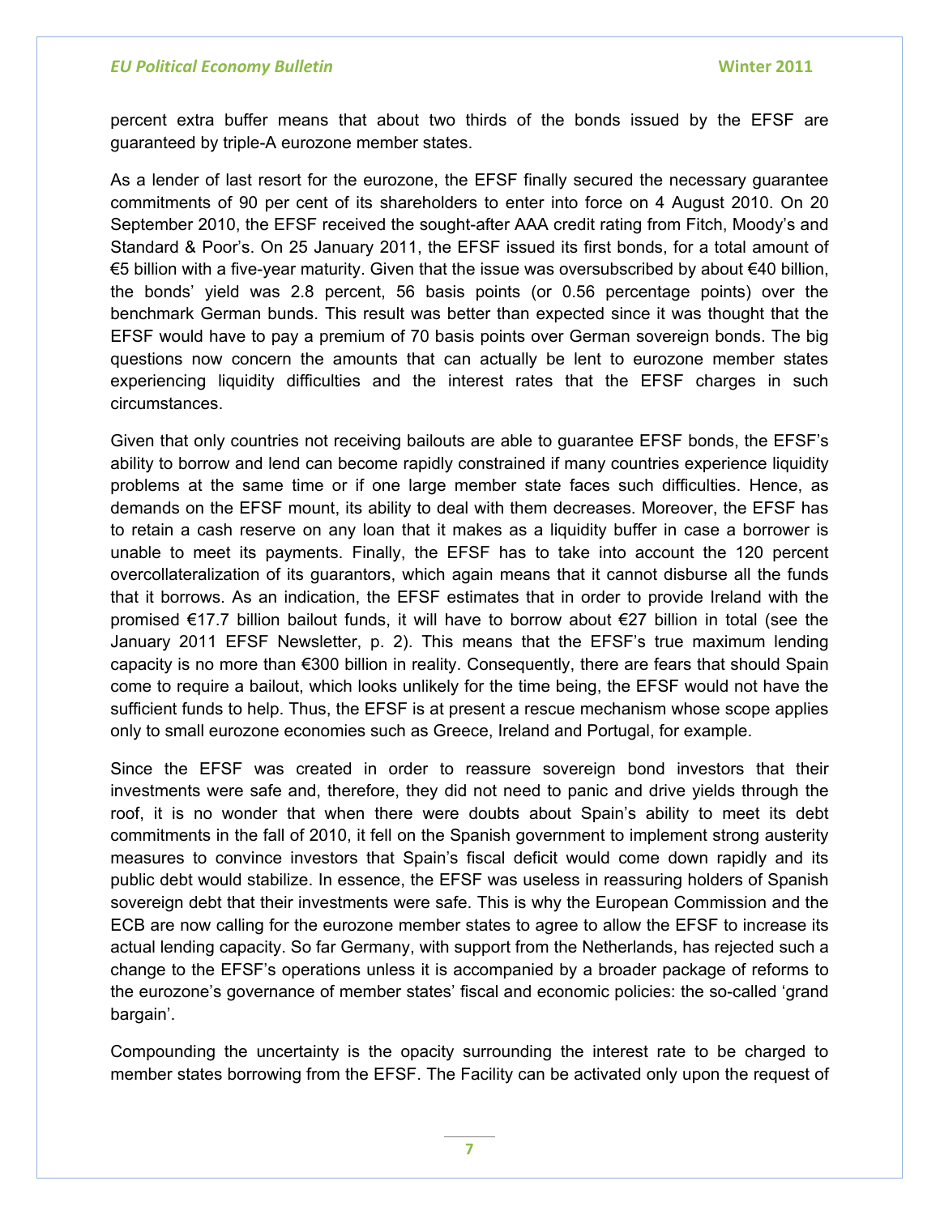percent extra buffer means that about two thirds of the bonds issued by the EFSF are guaranteed by triple-A eurozone member states.

As a lender of last resort for the eurozone, the EFSF finally secured the necessary guarantee commitments of 90 per cent of its shareholders to enter into force on 4 August 2010. On 20 September 2010, the EFSF received the sought-after AAA credit rating from Fitch, Moody's and Standard & Poor's. On 25 January 2011, the EFSF issued its first bonds, for a total amount of €5 billion with a five-year maturity. Given that the issue was oversubscribed by about €40 billion, the bonds' yield was 2.8 percent, 56 basis points (or 0.56 percentage points) over the benchmark German bunds. This result was better than expected since it was thought that the EFSF would have to pay a premium of 70 basis points over German sovereign bonds. The big questions now concern the amounts that can actually be lent to eurozone member states experiencing liquidity difficulties and the interest rates that the EFSF charges in such circumstances.

Given that only countries not receiving bailouts are able to guarantee EFSF bonds, the EFSF's ability to borrow and lend can become rapidly constrained if many countries experience liquidity problems at the same time or if one large member state faces such difficulties. Hence, as demands on the EFSF mount, its ability to deal with them decreases. Moreover, the EFSF has to retain a cash reserve on any loan that it makes as a liquidity buffer in case a borrower is unable to meet its payments. Finally, the EFSF has to take into account the 120 percent overcollateralization of its guarantors, which again means that it cannot disburse all the funds that it borrows. As an indication, the EFSF estimates that in order to provide Ireland with the promised €17.7 billion bailout funds, it will have to borrow about €27 billion in total (see the January 2011 EFSF Newsletter, p. 2). This means that the EFSF's true maximum lending capacity is no more than €300 billion in reality. Consequently, there are fears that should Spain come to require a bailout, which looks unlikely for the time being, the EFSF would not have the sufficient funds to help. Thus, the EFSF is at present a rescue mechanism whose scope applies only to small eurozone economies such as Greece, Ireland and Portugal, for example.

Since the EFSF was created in order to reassure sovereign bond investors that their investments were safe and, therefore, they did not need to panic and drive yields through the roof, it is no wonder that when there were doubts about Spain's ability to meet its debt commitments in the fall of 2010, it fell on the Spanish government to implement strong austerity measures to convince investors that Spain's fiscal deficit would come down rapidly and its public debt would stabilize. In essence, the EFSF was useless in reassuring holders of Spanish sovereign debt that their investments were safe. This is why the European Commission and the ECB are now calling for the eurozone member states to agree to allow the EFSF to increase its actual lending capacity. So far Germany, with support from the Netherlands, has rejected such a change to the EFSF's operations unless it is accompanied by a broader package of reforms to the eurozone's governance of member states' fiscal and economic policies: the so-called 'grand bargain'.

Compounding the uncertainty is the opacity surrounding the interest rate to be charged to member states borrowing from the EFSF. The Facility can be activated only upon the request of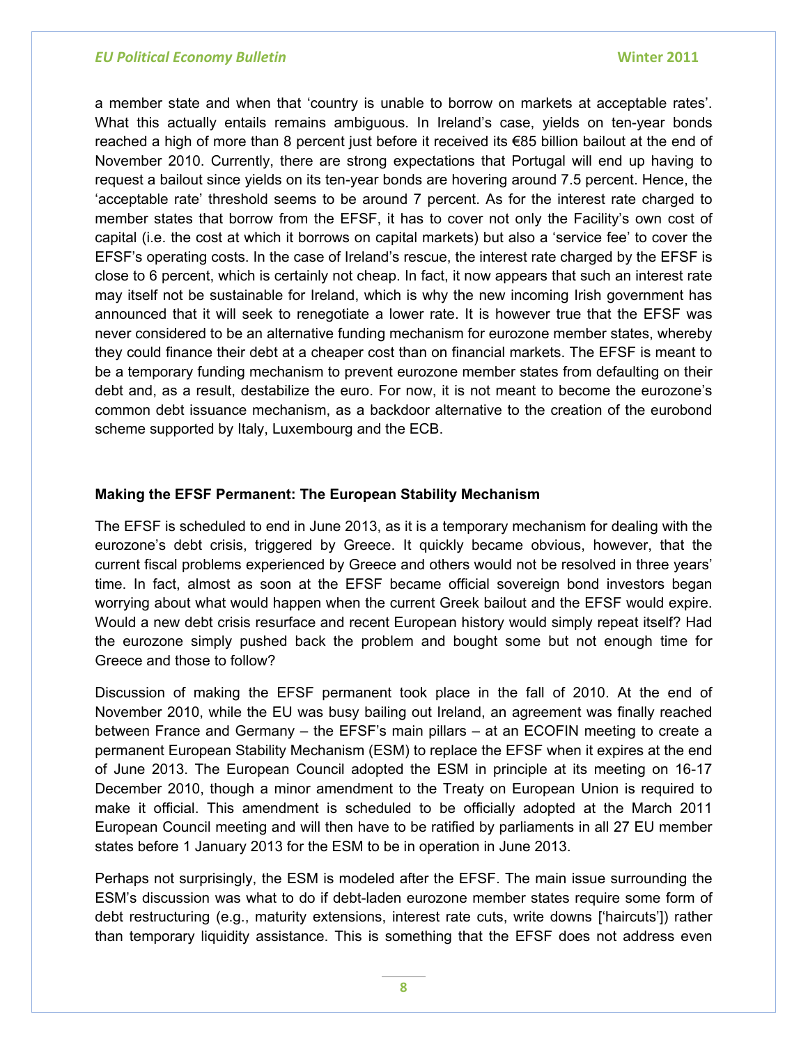a member state and when that 'country is unable to borrow on markets at acceptable rates'. What this actually entails remains ambiguous. In Ireland's case, yields on ten-year bonds reached a high of more than 8 percent just before it received its €85 billion bailout at the end of November 2010. Currently, there are strong expectations that Portugal will end up having to request a bailout since yields on its ten-year bonds are hovering around 7.5 percent. Hence, the 'acceptable rate' threshold seems to be around 7 percent. As for the interest rate charged to member states that borrow from the EFSF, it has to cover not only the Facility's own cost of capital (i.e. the cost at which it borrows on capital markets) but also a 'service fee' to cover the EFSF's operating costs. In the case of Ireland's rescue, the interest rate charged by the EFSF is close to 6 percent, which is certainly not cheap. In fact, it now appears that such an interest rate may itself not be sustainable for Ireland, which is why the new incoming Irish government has announced that it will seek to renegotiate a lower rate. It is however true that the EFSF was never considered to be an alternative funding mechanism for eurozone member states, whereby they could finance their debt at a cheaper cost than on financial markets. The EFSF is meant to be a temporary funding mechanism to prevent eurozone member states from defaulting on their debt and, as a result, destabilize the euro. For now, it is not meant to become the eurozone's common debt issuance mechanism, as a backdoor alternative to the creation of the eurobond scheme supported by Italy, Luxembourg and the ECB.

### Making the EFSF Permanent: The European Stability Mechanism

The EFSF is scheduled to end in June 2013, as it is a temporary mechanism for dealing with the eurozone's debt crisis, triggered by Greece. It quickly became obvious, however, that the current fiscal problems experienced by Greece and others would not be resolved in three years' time. In fact, almost as soon at the EFSF became official sovereign bond investors began worrying about what would happen when the current Greek bailout and the EFSF would expire. Would a new debt crisis resurface and recent European history would simply repeat itself? Had the eurozone simply pushed back the problem and bought some but not enough time for Greece and those to follow?

Discussion of making the EFSF permanent took place in the fall of 2010. At the end of November 2010, while the EU was busy bailing out Ireland, an agreement was finally reached between France and Germany – the EFSF's main pillars – at an ECOFIN meeting to create a permanent European Stability Mechanism (ESM) to replace the EFSF when it expires at the end of June 2013. The European Council adopted the ESM in principle at its meeting on 16-17 December 2010, though a minor amendment to the Treaty on European Union is required to make it official. This amendment is scheduled to be officially adopted at the March 2011 European Council meeting and will then have to be ratified by parliaments in all 27 EU member states before 1 January 2013 for the ESM to be in operation in June 2013.

Perhaps not surprisingly, the ESM is modeled after the EFSF. The main issue surrounding the ESM's discussion was what to do if debt-laden eurozone member states require some form of debt restructuring (e.g., maturity extensions, interest rate cuts, write downs ['haircuts']) rather than temporary liquidity assistance. This is something that the EFSF does not address even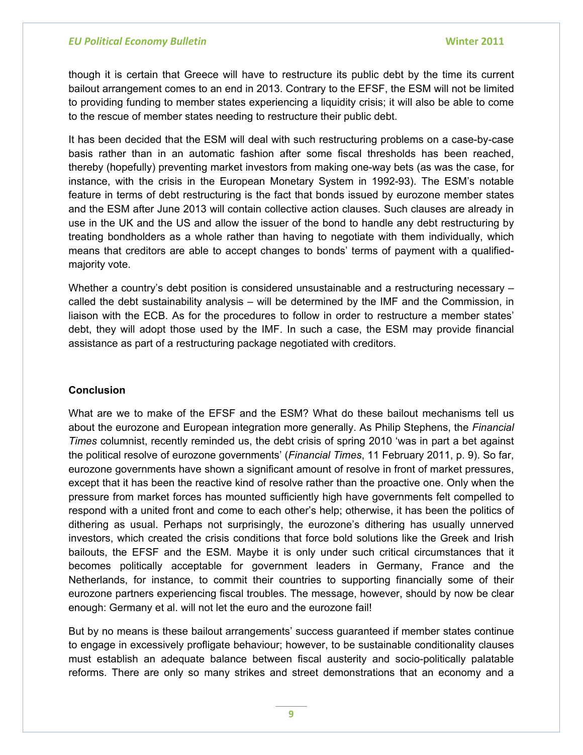though it is certain that Greece will have to restructure its public debt by the time its current bailout arrangement comes to an end in 2013. Contrary to the EFSF, the ESM will not be limited to providing funding to member states experiencing a liquidity crisis; it will also be able to come to the rescue of member states needing to restructure their public debt.

It has been decided that the ESM will deal with such restructuring problems on a case-by-case basis rather than in an automatic fashion after some fiscal thresholds has been reached, thereby (hopefully) preventing market investors from making one-way bets (as was the case, for instance, with the crisis in the European Monetary System in 1992-93). The ESM's notable feature in terms of debt restructuring is the fact that bonds issued by eurozone member states and the ESM after June 2013 will contain collective action clauses. Such clauses are already in use in the UK and the US and allow the issuer of the bond to handle any debt restructuring by treating bondholders as a whole rather than having to negotiate with them individually, which means that creditors are able to accept changes to bonds' terms of payment with a qualified-majority vote.

Whether a country's debt position is considered unsustainable and a restructuring necessary – called the debt sustainability analysis – will be determined by the IMF and the Commission, in liaison with the ECB. As for the procedures to follow in order to restructure a member states' debt, they will adopt those used by the IMF. In such a case, the ESM may provide financial assistance as part of a restructuring package negotiated with creditors.

**Conclusion**

What are we to make of the EFSF and the ESM? What do these bailout mechanisms tell us about the eurozone and European integration more generally. As Philip Stephens, the *Financial Times* columnist, recently reminded us, the debt crisis of spring 2010 'was in part a bet against the political resolve of eurozone governments' (*Financial Times*, 11 February 2011, p. 9). So far, eurozone governments have shown a significant amount of resolve in front of market pressures, except that it has been the reactive kind of resolve rather than the proactive one. Only when the pressure from market forces has mounted sufficiently high have governments felt compelled to respond with a united front and come to each other's help; otherwise, it has been the politics of dithering as usual. Perhaps not surprisingly, the eurozone's dithering has usually unnerved investors, which created the crisis conditions that force bold solutions like the Greek and Irish bailouts, the EFSF and the ESM. Maybe it is only under such critical circumstances that it becomes politically acceptable for government leaders in Germany, France and the Netherlands, for instance, to commit their countries to supporting financially some of their eurozone partners experiencing fiscal troubles. The message, however, should by now be clear enough: Germany et al. will not let the euro and the eurozone fail!

But by no means is these bailout arrangements' success guaranteed if member states continue to engage in excessively profligate behaviour; however, to be sustainable conditionality clauses must establish an adequate balance between fiscal austerity and socio-politically palatable reforms. There are only so many strikes and street demonstrations that an economy and a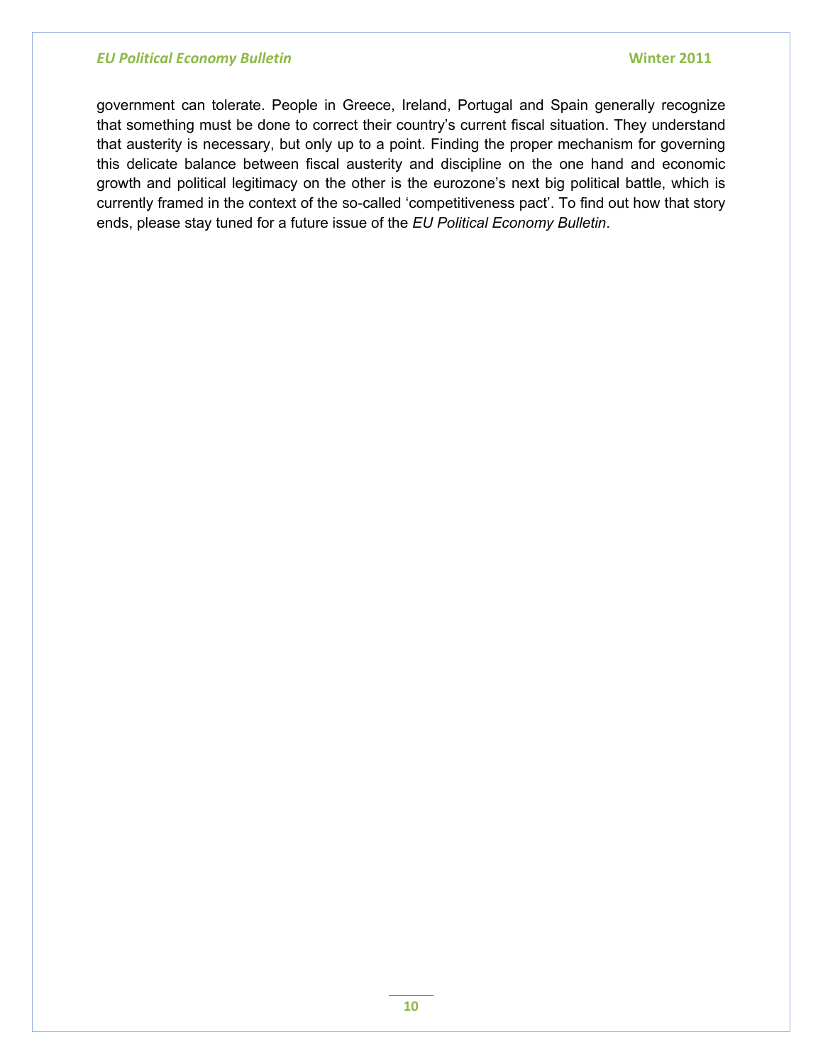government can tolerate. People in Greece, Ireland, Portugal and Spain generally recognize that something must be done to correct their country's current fiscal situation. They understand that austerity is necessary, but only up to a point. Finding the proper mechanism for governing this delicate balance between fiscal austerity and discipline on the one hand and economic growth and political legitimacy on the other is the eurozone's next big political battle, which is currently framed in the context of the so-called 'competitiveness pact'. To find out how that story ends, please stay tuned for a future issue of the *EU Political Economy Bulletin*.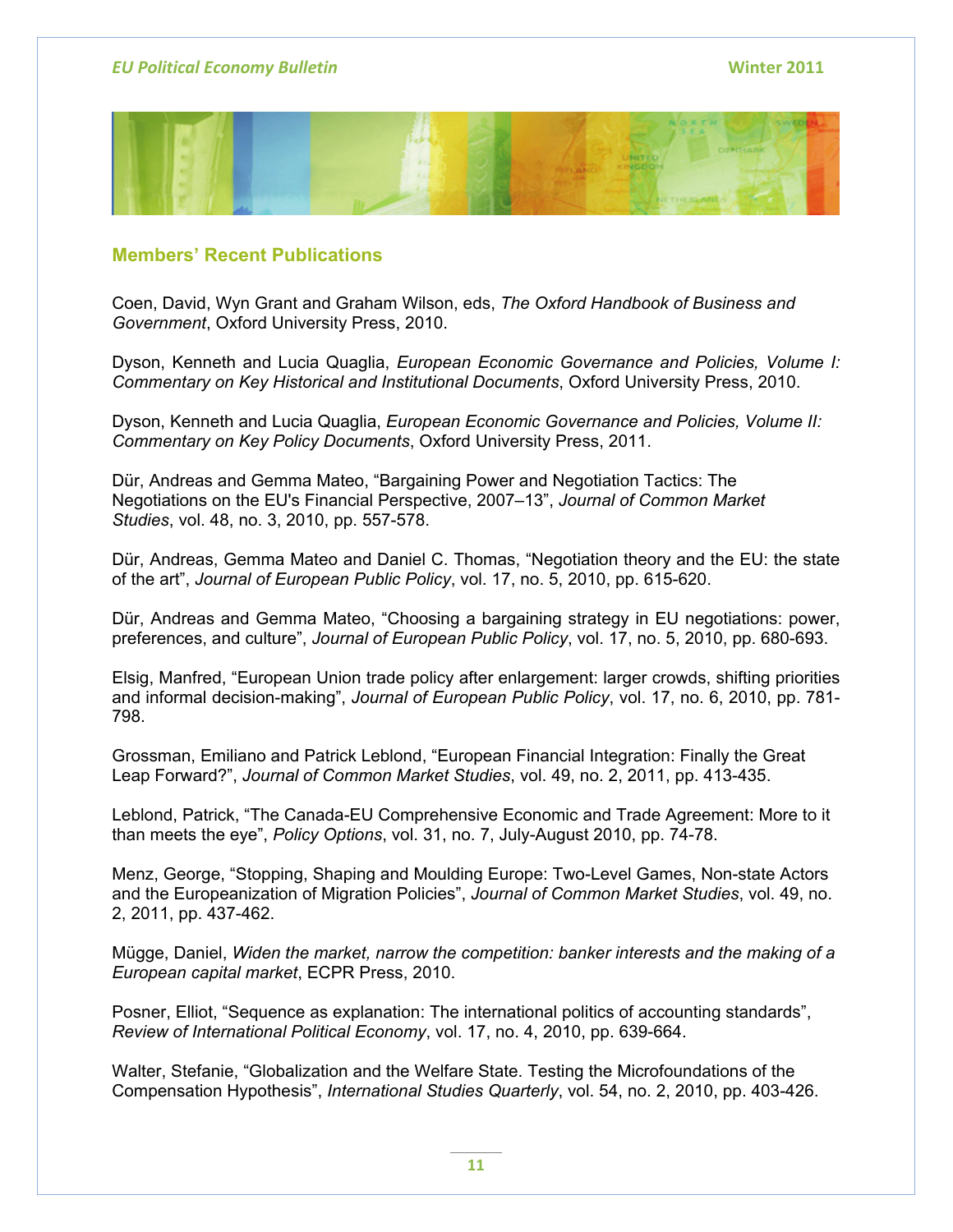## Members' Recent Publications

Coen, David, Wyn Grant and Graham Wilson, eds, *The Oxford Handbook of Business and Government*, Oxford University Press, 2010.

Dyson, Kenneth and Lucia Quaglia, *European Economic Governance and Policies, Volume I: Commentary on Key Historical and Institutional Documents*, Oxford University Press, 2010.

Dyson, Kenneth and Lucia Quaglia, *European Economic Governance and Policies, Volume II: Commentary on Key Policy Documents*, Oxford University Press, 2011.

Dür, Andreas and Gemma Mateo, "Bargaining Power and Negotiation Tactics: The Negotiations on the EU's Financial Perspective, 2007–13", *Journal of Common Market Studies*, vol. 48, no. 3, 2010, pp. 557-578.

Dür, Andreas, Gemma Mateo and Daniel C. Thomas, "Negotiation theory and the EU: the state of the art", *Journal of European Public Policy*, vol. 17, no. 5, 2010, pp. 615-620.

Dür, Andreas and Gemma Mateo, "Choosing a bargaining strategy in EU negotiations: power, preferences, and culture", *Journal of European Public Policy*, vol. 17, no. 5, 2010, pp. 680-693.

Elsig, Manfred, "European Union trade policy after enlargement: larger crowds, shifting priorities and informal decision-making", *Journal of European Public Policy*, vol. 17, no. 6, 2010, pp. 781-798.

Grossman, Emiliano and Patrick Leblond, "European Financial Integration: Finally the Great Leap Forward?", *Journal of Common Market Studies*, vol. 49, no. 2, 2011, pp. 413-435.

Leblond, Patrick, "The Canada-EU Comprehensive Economic and Trade Agreement: More to it than meets the eye", *Policy Options*, vol. 31, no. 7, July-August 2010, pp. 74-78.

Menz, George, "Stopping, Shaping and Moulding Europe: Two-Level Games, Non-state Actors and the Europeanization of Migration Policies", *Journal of Common Market Studies*, vol. 49, no. 2, 2011, pp. 437-462.

Mügge, Daniel, *Widen the market, narrow the competition: banker interests and the making of a European capital market*, ECPR Press, 2010.

Posner, Elliot, "Sequence as explanation: The international politics of accounting standards", *Review of International Political Economy*, vol. 17, no. 4, 2010, pp. 639-664.

Walter, Stefanie, "Globalization and the Welfare State. Testing the Microfoundations of the Compensation Hypothesis", *International Studies Quarterly*, vol. 54, no. 2, 2010, pp. 403-426.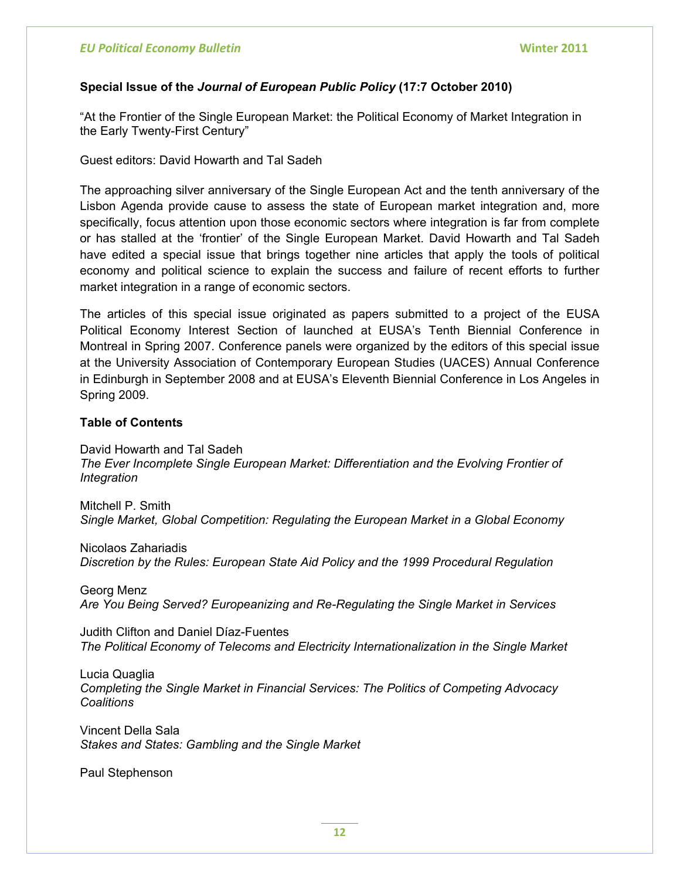**Special Issue of the *Journal of European Public Policy* (17:7 October 2010)**

"At the Frontier of the Single European Market: the Political Economy of Market Integration in the Early Twenty-First Century"

Guest editors: David Howarth and Tal Sadeh

The approaching silver anniversary of the Single European Act and the tenth anniversary of the Lisbon Agenda provide cause to assess the state of European market integration and, more specifically, focus attention upon those economic sectors where integration is far from complete or has stalled at the 'frontier' of the Single European Market. David Howarth and Tal Sadeh have edited a special issue that brings together nine articles that apply the tools of political economy and political science to explain the success and failure of recent efforts to further market integration in a range of economic sectors.

The articles of this special issue originated as papers submitted to a project of the EUSA Political Economy Interest Section of launched at EUSA's Tenth Biennial Conference in Montreal in Spring 2007. Conference panels were organized by the editors of this special issue at the University Association of Contemporary European Studies (UACES) Annual Conference in Edinburgh in September 2008 and at EUSA's Eleventh Biennial Conference in Los Angeles in Spring 2009.

**Table of Contents**

David Howarth and Tal Sadeh
*The Ever Incomplete Single European Market: Differentiation and the Evolving Frontier of Integration*

Mitchell P. Smith
*Single Market, Global Competition: Regulating the European Market in a Global Economy*

Nicolaos Zahariadis
*Discretion by the Rules: European State Aid Policy and the 1999 Procedural Regulation*

Georg Menz
*Are You Being Served? Europeanizing and Re-Regulating the Single Market in Services*

Judith Clifton and Daniel Díaz-Fuentes
*The Political Economy of Telecoms and Electricity Internationalization in the Single Market*

Lucia Quaglia
*Completing the Single Market in Financial Services: The Politics of Competing Advocacy Coalitions*

Vincent Della Sala
*Stakes and States: Gambling and the Single Market*

Paul Stephenson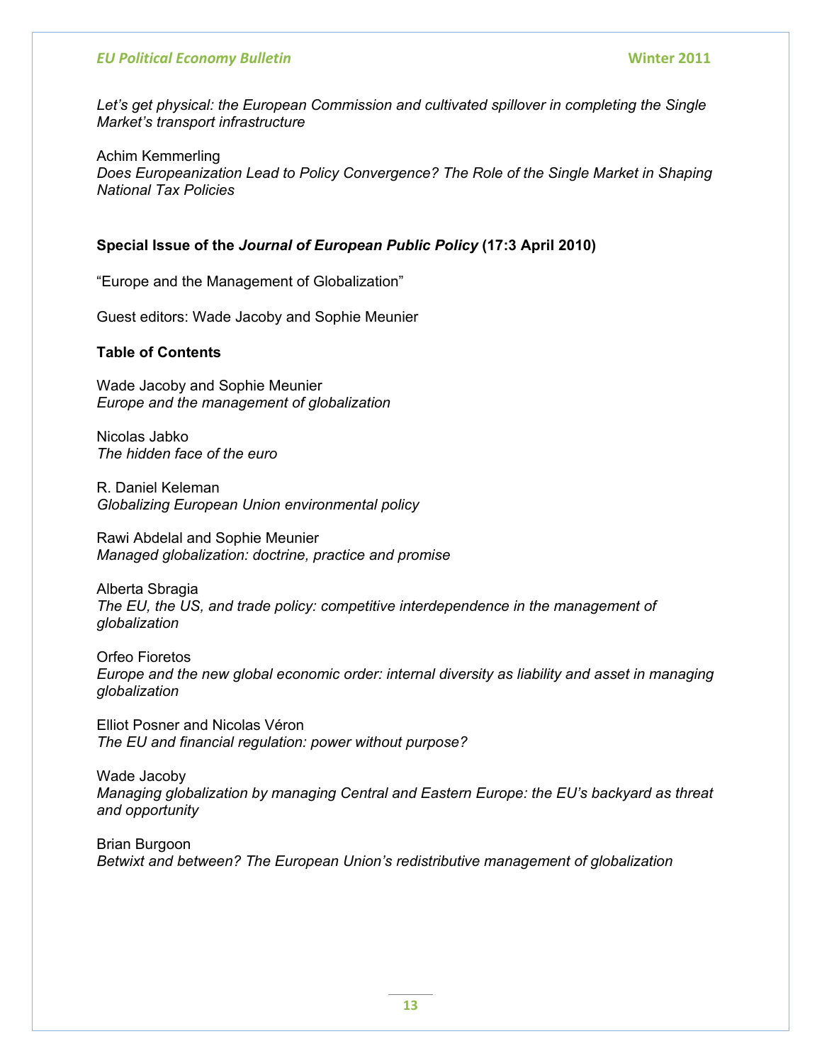*Let's get physical: the European Commission and cultivated spillover in completing the Single Market's transport infrastructure*

Achim Kemmerling
*Does Europeanization Lead to Policy Convergence? The Role of the Single Market in Shaping National Tax Policies*

**Special Issue of the *Journal of European Public Policy* (17:3 April 2010)**

"Europe and the Management of Globalization"

Guest editors: Wade Jacoby and Sophie Meunier

**Table of Contents**

Wade Jacoby and Sophie Meunier
*Europe and the management of globalization*

Nicolas Jabko
*The hidden face of the euro*

R. Daniel Keleman
*Globalizing European Union environmental policy*

Rawi Abdelal and Sophie Meunier
*Managed globalization: doctrine, practice and promise*

Alberta Sbragia
*The EU, the US, and trade policy: competitive interdependence in the management of globalization*

Orfeo Fioretos
*Europe and the new global economic order: internal diversity as liability and asset in managing globalization*

Elliot Posner and Nicolas Véron
*The EU and financial regulation: power without purpose?*

Wade Jacoby
*Managing globalization by managing Central and Eastern Europe: the EU's backyard as threat and opportunity*

Brian Burgoon
*Betwixt and between? The European Union's redistributive management of globalization*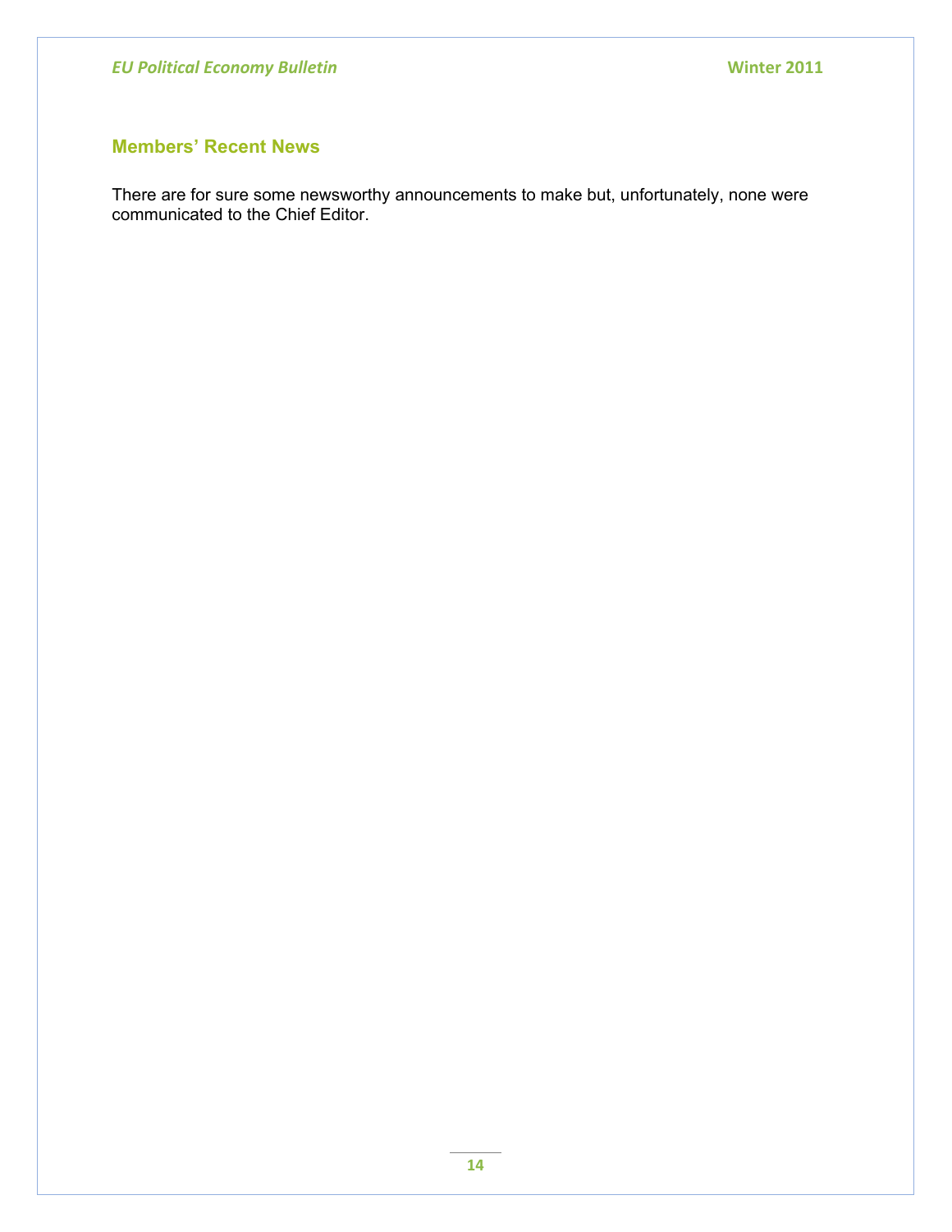## Members' Recent News

There are for sure some newsworthy announcements to make but, unfortunately, none were communicated to the Chief Editor.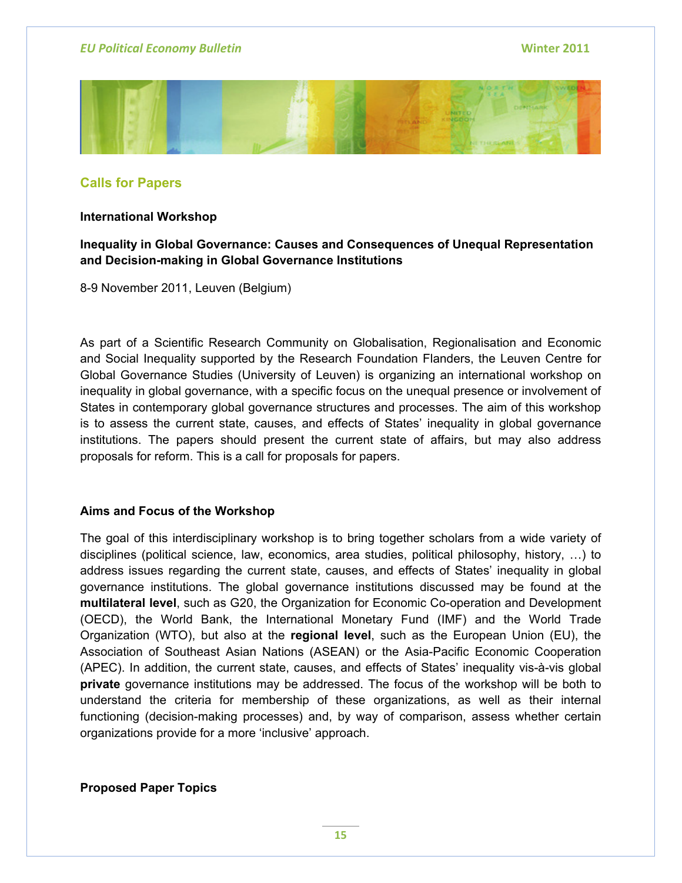## Calls for Papers

**International Workshop**

**Inequality in Global Governance: Causes and Consequences of Unequal Representation and Decision-making in Global Governance Institutions**

8-9 November 2011, Leuven (Belgium)

As part of a Scientific Research Community on Globalisation, Regionalisation and Economic and Social Inequality supported by the Research Foundation Flanders, the Leuven Centre for Global Governance Studies (University of Leuven) is organizing an international workshop on inequality in global governance, with a specific focus on the unequal presence or involvement of States in contemporary global governance structures and processes. The aim of this workshop is to assess the current state, causes, and effects of States' inequality in global governance institutions. The papers should present the current state of affairs, but may also address proposals for reform. This is a call for proposals for papers.

**Aims and Focus of the Workshop**

The goal of this interdisciplinary workshop is to bring together scholars from a wide variety of disciplines (political science, law, economics, area studies, political philosophy, history, …) to address issues regarding the current state, causes, and effects of States' inequality in global governance institutions. The global governance institutions discussed may be found at the **multilateral level**, such as G20, the Organization for Economic Co-operation and Development (OECD), the World Bank, the International Monetary Fund (IMF) and the World Trade Organization (WTO), but also at the **regional level**, such as the European Union (EU), the Association of Southeast Asian Nations (ASEAN) or the Asia-Pacific Economic Cooperation (APEC). In addition, the current state, causes, and effects of States' inequality vis-à-vis global **private** governance institutions may be addressed. The focus of the workshop will be both to understand the criteria for membership of these organizations, as well as their internal functioning (decision-making processes) and, by way of comparison, assess whether certain organizations provide for a more 'inclusive' approach.

**Proposed Paper Topics**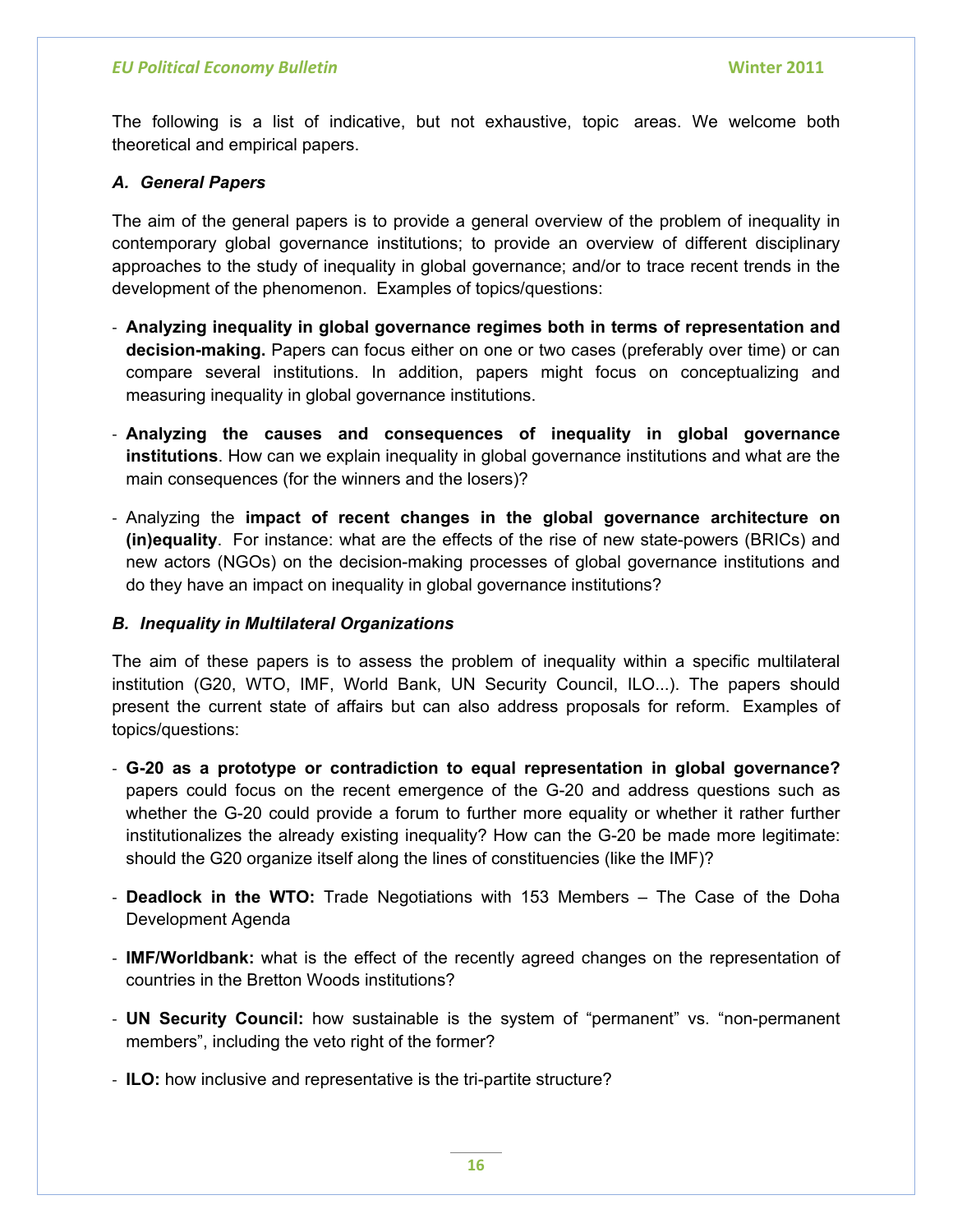The following is a list of indicative, but not exhaustive, topic areas. We welcome both theoretical and empirical papers.

### *A. General Papers*

The aim of the general papers is to provide a general overview of the problem of inequality in contemporary global governance institutions; to provide an overview of different disciplinary approaches to the study of inequality in global governance; and/or to trace recent trends in the development of the phenomenon. Examples of topics/questions:

- **Analyzing inequality in global governance regimes both in terms of representation and decision-making.** Papers can focus either on one or two cases (preferably over time) or can compare several institutions. In addition, papers might focus on conceptualizing and measuring inequality in global governance institutions.
- **Analyzing the causes and consequences of inequality in global governance institutions**. How can we explain inequality in global governance institutions and what are the main consequences (for the winners and the losers)?
- Analyzing the **impact of recent changes in the global governance architecture on (in)equality**. For instance: what are the effects of the rise of new state-powers (BRICs) and new actors (NGOs) on the decision-making processes of global governance institutions and do they have an impact on inequality in global governance institutions?

### *B. Inequality in Multilateral Organizations*

The aim of these papers is to assess the problem of inequality within a specific multilateral institution (G20, WTO, IMF, World Bank, UN Security Council, ILO...). The papers should present the current state of affairs but can also address proposals for reform. Examples of topics/questions:

- **G-20 as a prototype or contradiction to equal representation in global governance?** papers could focus on the recent emergence of the G-20 and address questions such as whether the G-20 could provide a forum to further more equality or whether it rather further institutionalizes the already existing inequality? How can the G-20 be made more legitimate: should the G20 organize itself along the lines of constituencies (like the IMF)?
- **Deadlock in the WTO:** Trade Negotiations with 153 Members – The Case of the Doha Development Agenda
- **IMF/Worldbank:** what is the effect of the recently agreed changes on the representation of countries in the Bretton Woods institutions?
- **UN Security Council:** how sustainable is the system of "permanent" vs. "non-permanent members", including the veto right of the former?
- **ILO:** how inclusive and representative is the tri-partite structure?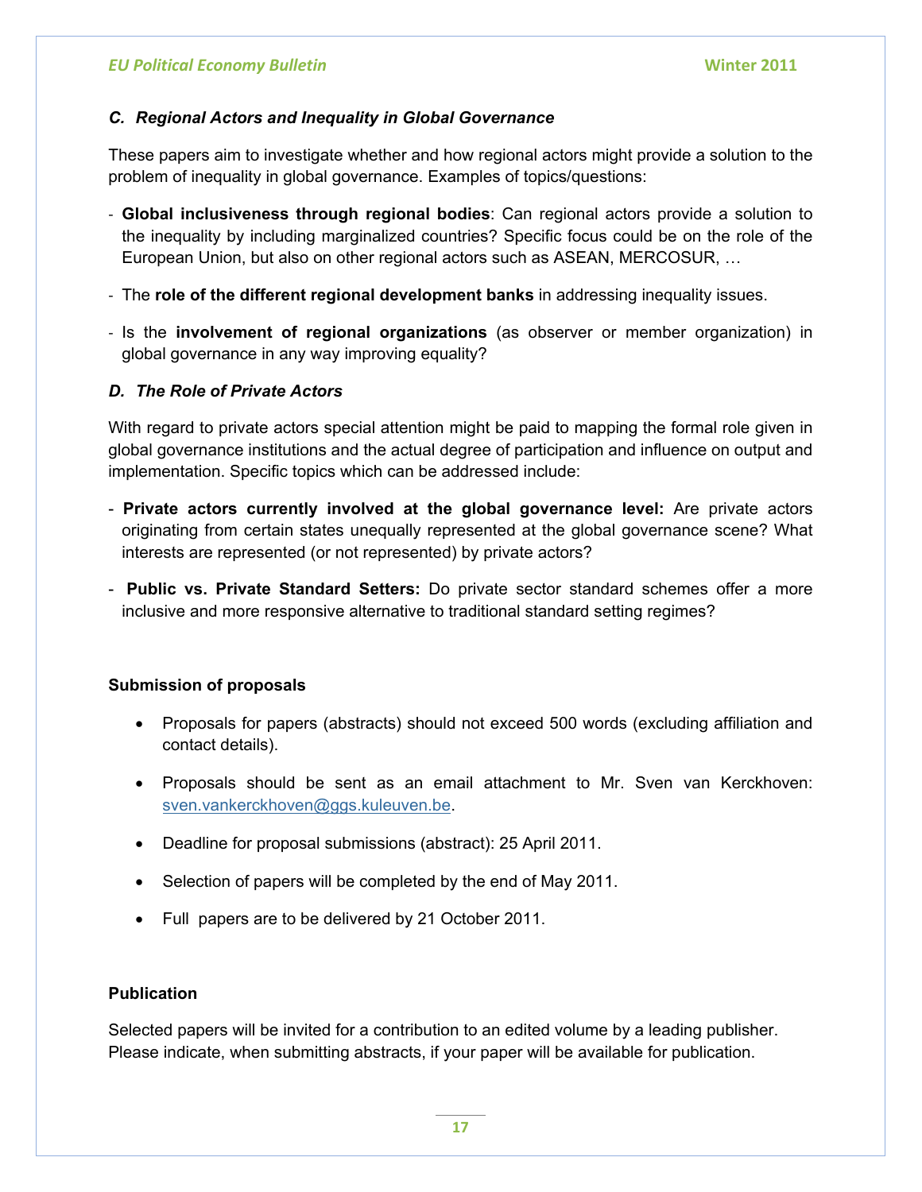### *C. Regional Actors and Inequality in Global Governance*

These papers aim to investigate whether and how regional actors might provide a solution to the problem of inequality in global governance. Examples of topics/questions:

- **Global inclusiveness through regional bodies**: Can regional actors provide a solution to the inequality by including marginalized countries? Specific focus could be on the role of the European Union, but also on other regional actors such as ASEAN, MERCOSUR, …
- The **role of the different regional development banks** in addressing inequality issues.
- Is the **involvement of regional organizations** (as observer or member organization) in global governance in any way improving equality?

### *D. The Role of Private Actors*

With regard to private actors special attention might be paid to mapping the formal role given in global governance institutions and the actual degree of participation and influence on output and implementation. Specific topics which can be addressed include:

- **Private actors currently involved at the global governance level:** Are private actors originating from certain states unequally represented at the global governance scene? What interests are represented (or not represented) by private actors?
- **Public vs. Private Standard Setters:** Do private sector standard schemes offer a more inclusive and more responsive alternative to traditional standard setting regimes?

#### Submission of proposals

- Proposals for papers (abstracts) should not exceed 500 words (excluding affiliation and contact details).
- Proposals should be sent as an email attachment to Mr. Sven van Kerckhoven: sven.vankerckhoven@ggs.kuleuven.be.
- Deadline for proposal submissions (abstract): 25 April 2011.
- Selection of papers will be completed by the end of May 2011.
- Full papers are to be delivered by 21 October 2011.

#### Publication

Selected papers will be invited for a contribution to an edited volume by a leading publisher. Please indicate, when submitting abstracts, if your paper will be available for publication.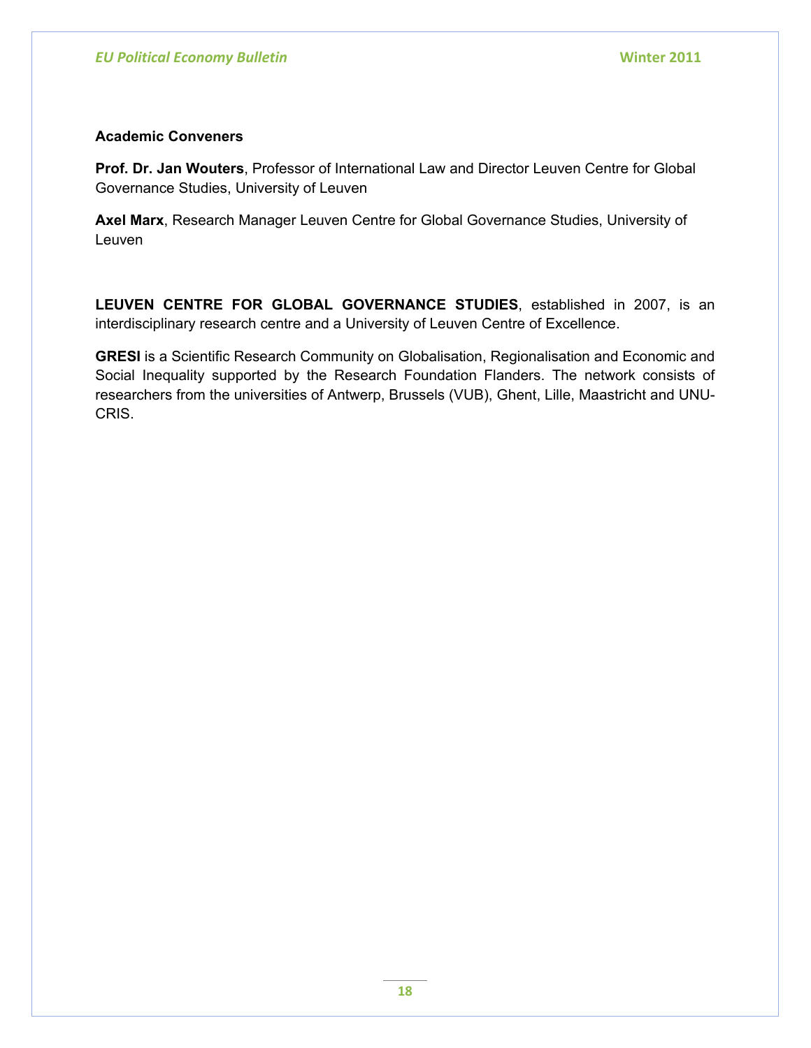**Academic Conveners**

**Prof. Dr. Jan Wouters**, Professor of International Law and Director Leuven Centre for Global Governance Studies, University of Leuven

**Axel Marx**, Research Manager Leuven Centre for Global Governance Studies, University of Leuven

**LEUVEN CENTRE FOR GLOBAL GOVERNANCE STUDIES**, established in 2007, is an interdisciplinary research centre and a University of Leuven Centre of Excellence.

**GRESI** is a Scientific Research Community on Globalisation, Regionalisation and Economic and Social Inequality supported by the Research Foundation Flanders. The network consists of researchers from the universities of Antwerp, Brussels (VUB), Ghent, Lille, Maastricht and UNU-CRIS.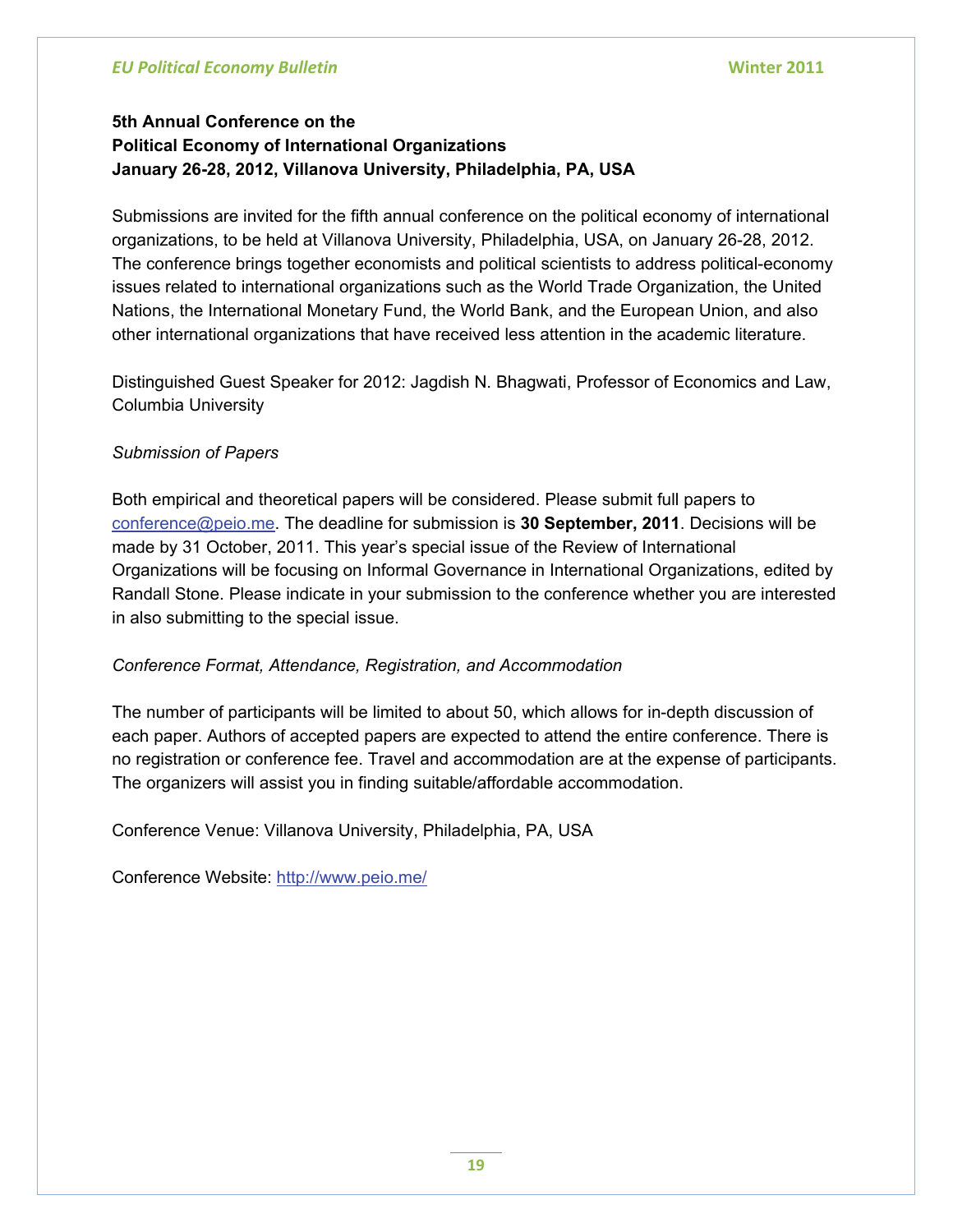**5th Annual Conference on the**
**Political Economy of International Organizations**
**January 26-28, 2012, Villanova University, Philadelphia, PA, USA**

Submissions are invited for the fifth annual conference on the political economy of international organizations, to be held at Villanova University, Philadelphia, USA, on January 26-28, 2012. The conference brings together economists and political scientists to address political-economy issues related to international organizations such as the World Trade Organization, the United Nations, the International Monetary Fund, the World Bank, and the European Union, and also other international organizations that have received less attention in the academic literature.

Distinguished Guest Speaker for 2012: Jagdish N. Bhagwati, Professor of Economics and Law, Columbia University

*Submission of Papers*

Both empirical and theoretical papers will be considered. Please submit full papers to conference@peio.me. The deadline for submission is **30 September, 2011**. Decisions will be made by 31 October, 2011. This year's special issue of the Review of International Organizations will be focusing on Informal Governance in International Organizations, edited by Randall Stone. Please indicate in your submission to the conference whether you are interested in also submitting to the special issue.

*Conference Format, Attendance, Registration, and Accommodation*

The number of participants will be limited to about 50, which allows for in-depth discussion of each paper. Authors of accepted papers are expected to attend the entire conference. There is no registration or conference fee. Travel and accommodation are at the expense of participants. The organizers will assist you in finding suitable/affordable accommodation.

Conference Venue: Villanova University, Philadelphia, PA, USA

Conference Website: http://www.peio.me/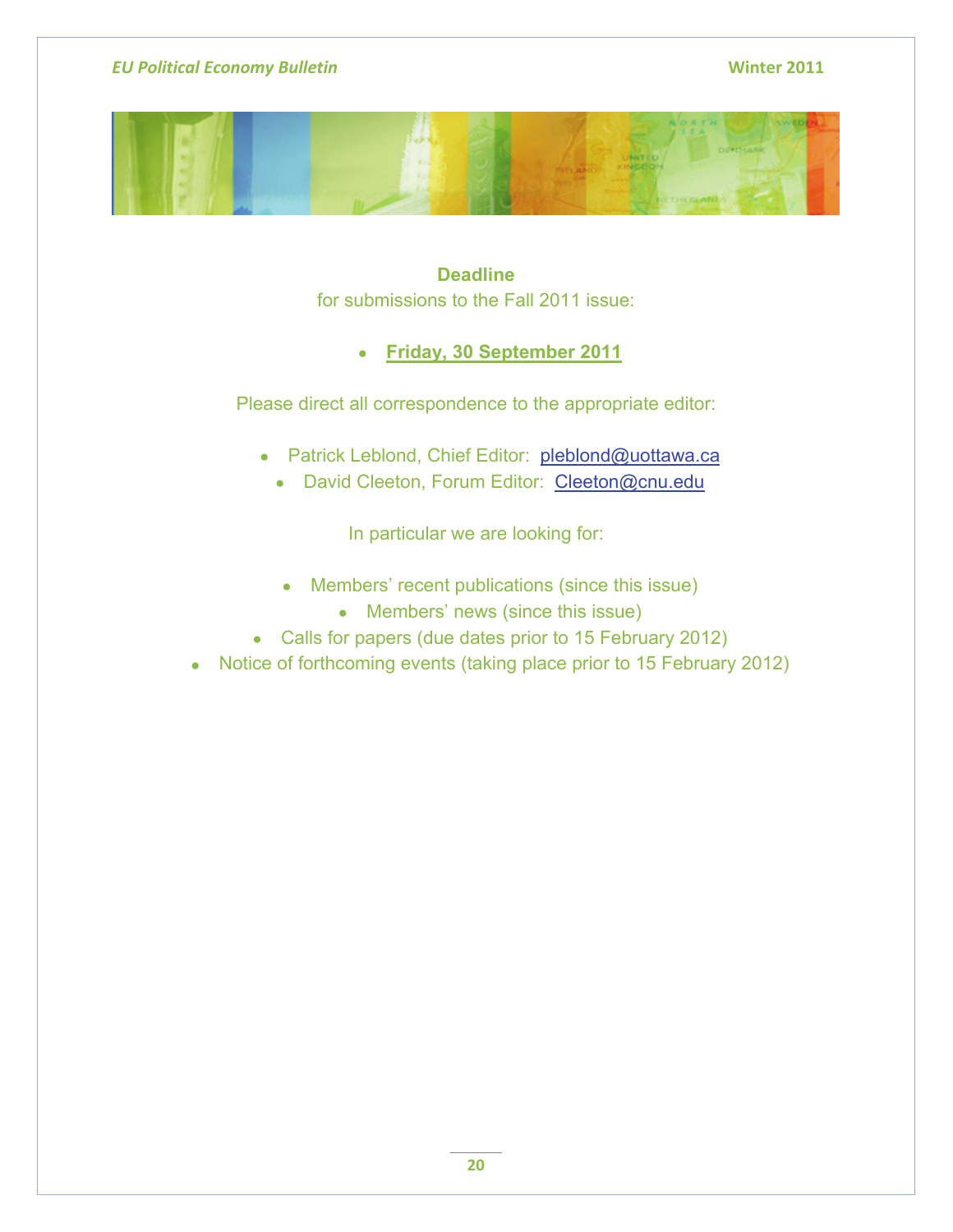**Deadline**

for submissions to the Fall 2011 issue:

- **Friday, 30 September 2011**

Please direct all correspondence to the appropriate editor:

- Patrick Leblond, Chief Editor: pleblond@uottawa.ca
- David Cleeton, Forum Editor: Cleeton@cnu.edu

In particular we are looking for:

- Members' recent publications (since this issue)
- Members' news (since this issue)
- Calls for papers (due dates prior to 15 February 2012)
- Notice of forthcoming events (taking place prior to 15 February 2012)